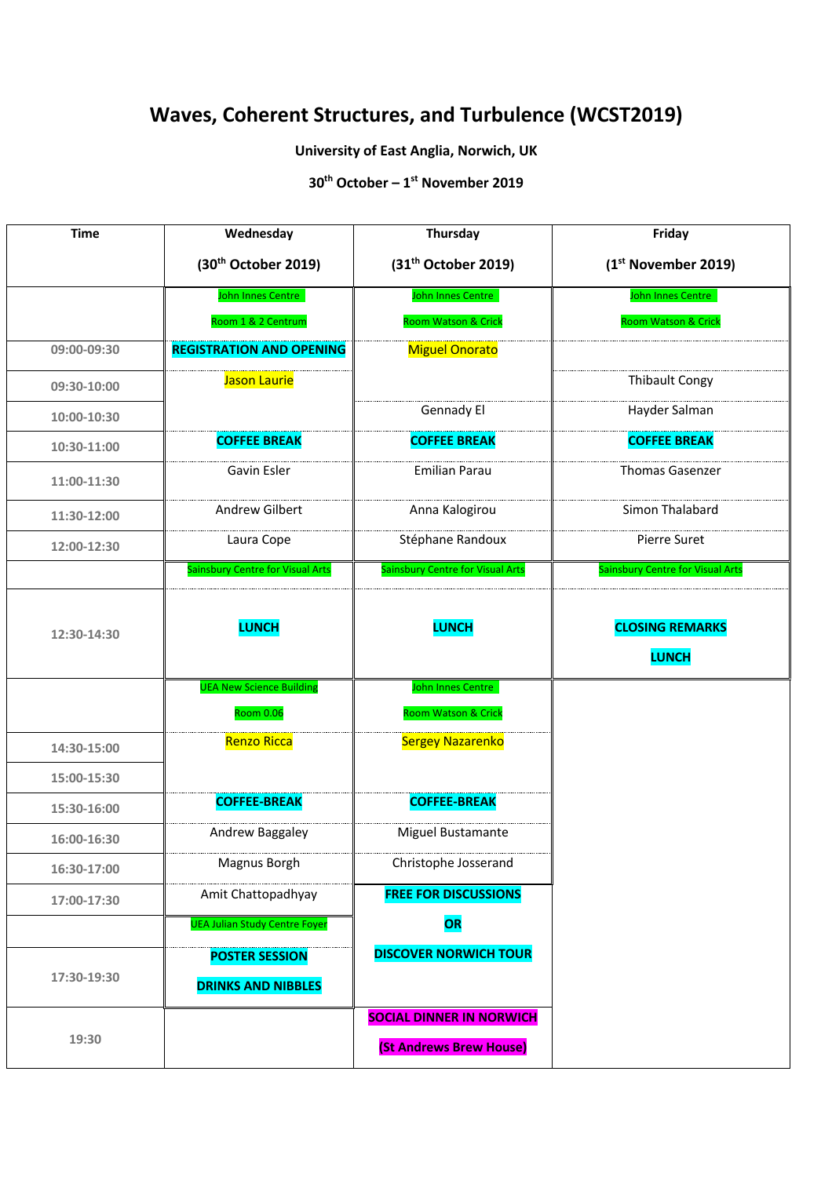# Waves, Coherent Structures, and Turbulence (WCST2019)

**University of East Anglia, Norwich, UK**

**30th October – 1st November 2019**

| Time | Wednesday (30th October 2019) | Thursday (31st October 2019) | Friday (1st November 2019) |
|---|---|---|---|
| | John Innes Centre Room 1 & 2 Centrum | John Innes Centre Room Watson & Crick | John Innes Centre Room Watson & Crick |
| 09:00-09:30 | **REGISTRATION AND OPENING** | Miguel Onorato | |
| 09:30-10:00 | Jason Laurie | | Thibault Congy |
| 10:00-10:30 | | Gennady El | Hayder Salman |
| 10:30-11:00 | **COFFEE BREAK** | **COFFEE BREAK** | **COFFEE BREAK** |
| 11:00-11:30 | Gavin Esler | Emilian Parau | Thomas Gasenzer |
| 11:30-12:00 | Andrew Gilbert | Anna Kalogirou | Simon Thalabard |
| 12:00-12:30 | Laura Cope | Stéphane Randoux | Pierre Suret |
| | Sainsbury Centre for Visual Arts | Sainsbury Centre for Visual Arts | Sainsbury Centre for Visual Arts |
| 12:30-14:30 | **LUNCH** | **LUNCH** | **CLOSING REMARKS** **LUNCH** |
| | UEA New Science Building Room 0.06 | John Innes Centre Room Watson & Crick | |
| 14:30-15:00 | Renzo Ricca | Sergey Nazarenko | |
| 15:00-15:30 | | | |
| 15:30-16:00 | **COFFEE-BREAK** | **COFFEE-BREAK** | |
| 16:00-16:30 | Andrew Baggaley | Miguel Bustamante | |
| 16:30-17:00 | Magnus Borgh | Christophe Josserand | |
| 17:00-17:30 | Amit Chattopadhyay | **FREE FOR DISCUSSIONS OR DISCOVER NORWICH TOUR** | |
| | UEA Julian Study Centre Foyer | | |
| 17:30-19:30 | **POSTER SESSION** **DRINKS AND NIBBLES** | | |
| 19:30 | | **SOCIAL DINNER IN NORWICH (St Andrews Brew House)** | |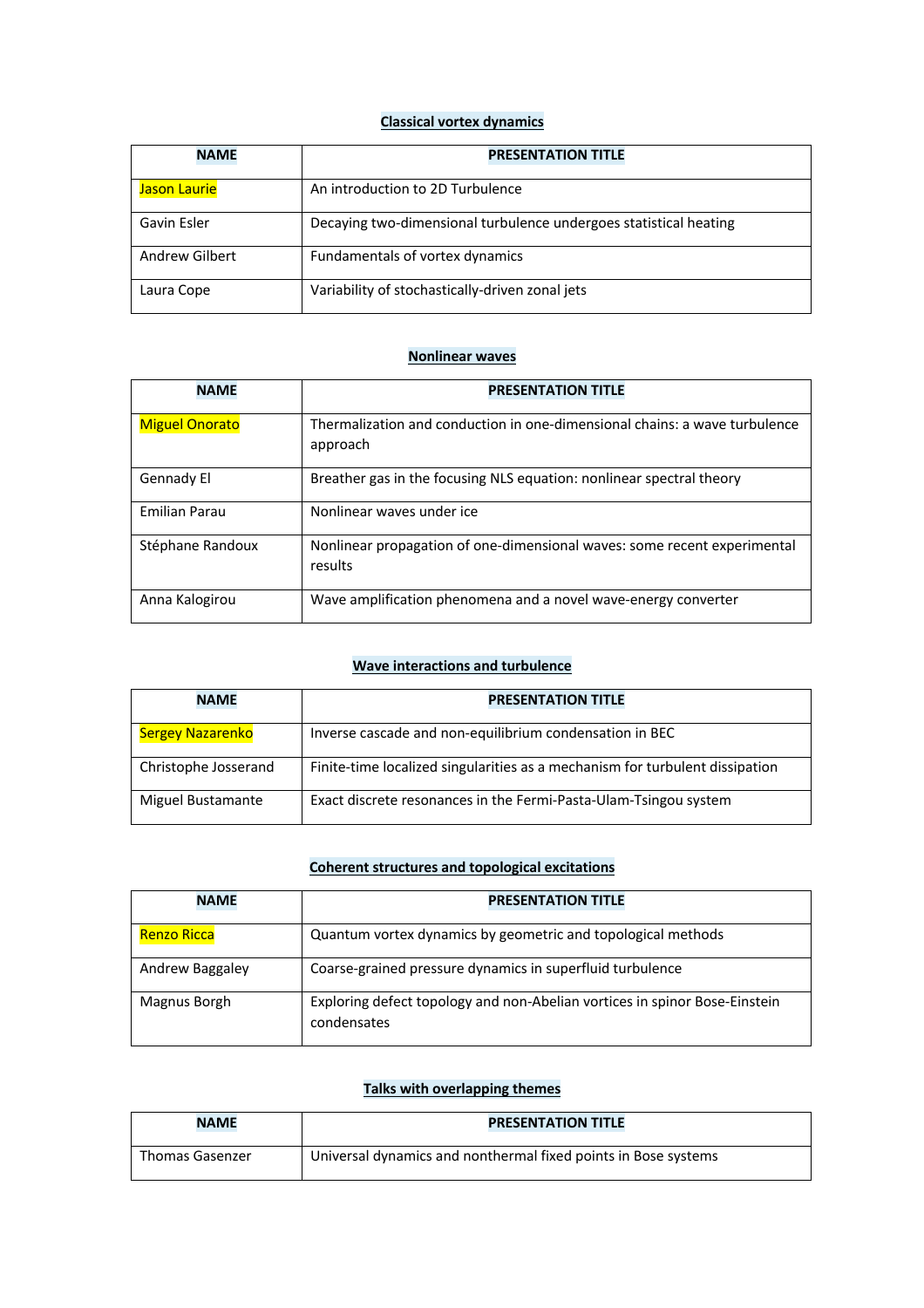**Classical vortex dynamics**

| NAME | PRESENTATION TITLE |
|---|---|
| Jason Laurie | An introduction to 2D Turbulence |
| Gavin Esler | Decaying two-dimensional turbulence undergoes statistical heating |
| Andrew Gilbert | Fundamentals of vortex dynamics |
| Laura Cope | Variability of stochastically-driven zonal jets |

**Nonlinear waves**

| NAME | PRESENTATION TITLE |
|---|---|
| Miguel Onorato | Thermalization and conduction in one-dimensional chains: a wave turbulence approach |
| Gennady El | Breather gas in the focusing NLS equation: nonlinear spectral theory |
| Emilian Parau | Nonlinear waves under ice |
| Stéphane Randoux | Nonlinear propagation of one-dimensional waves: some recent experimental results |
| Anna Kalogirou | Wave amplification phenomena and a novel wave-energy converter |

**Wave interactions and turbulence**

| NAME | PRESENTATION TITLE |
|---|---|
| Sergey Nazarenko | Inverse cascade and non-equilibrium condensation in BEC |
| Christophe Josserand | Finite-time localized singularities as a mechanism for turbulent dissipation |
| Miguel Bustamante | Exact discrete resonances in the Fermi-Pasta-Ulam-Tsingou system |

**Coherent structures and topological excitations**

| NAME | PRESENTATION TITLE |
|---|---|
| Renzo Ricca | Quantum vortex dynamics by geometric and topological methods |
| Andrew Baggaley | Coarse-grained pressure dynamics in superfluid turbulence |
| Magnus Borgh | Exploring defect topology and non-Abelian vortices in spinor Bose-Einstein condensates |

**Talks with overlapping themes**

| NAME | PRESENTATION TITLE |
|---|---|
| Thomas Gasenzer | Universal dynamics and nonthermal fixed points in Bose systems |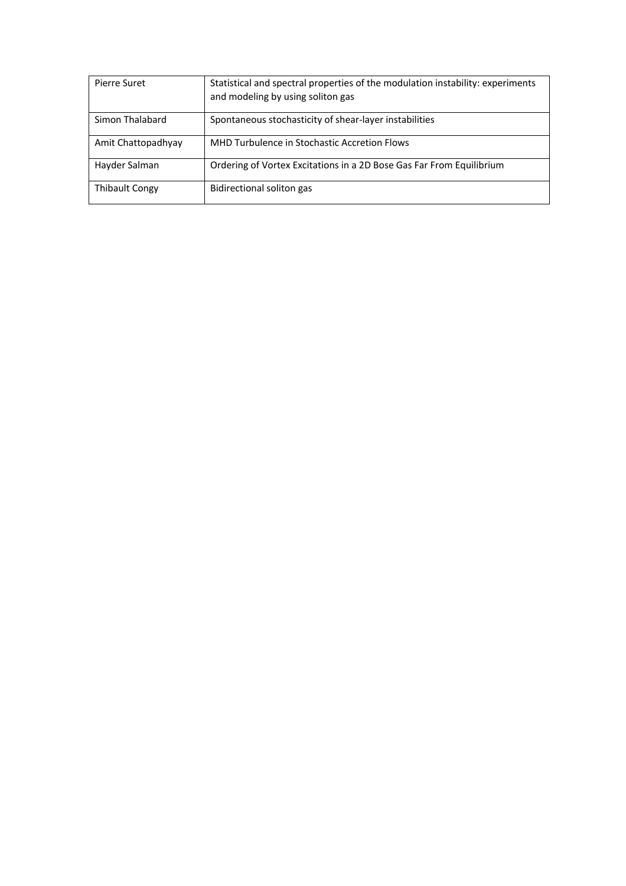| | |
|---|---|
| Pierre Suret | Statistical and spectral properties of the modulation instability: experiments and modeling by using soliton gas |
| Simon Thalabard | Spontaneous stochasticity of shear-layer instabilities |
| Amit Chattopadhyay | MHD Turbulence in Stochastic Accretion Flows |
| Hayder Salman | Ordering of Vortex Excitations in a 2D Bose Gas Far From Equilibrium |
| Thibault Congy | Bidirectional soliton gas |